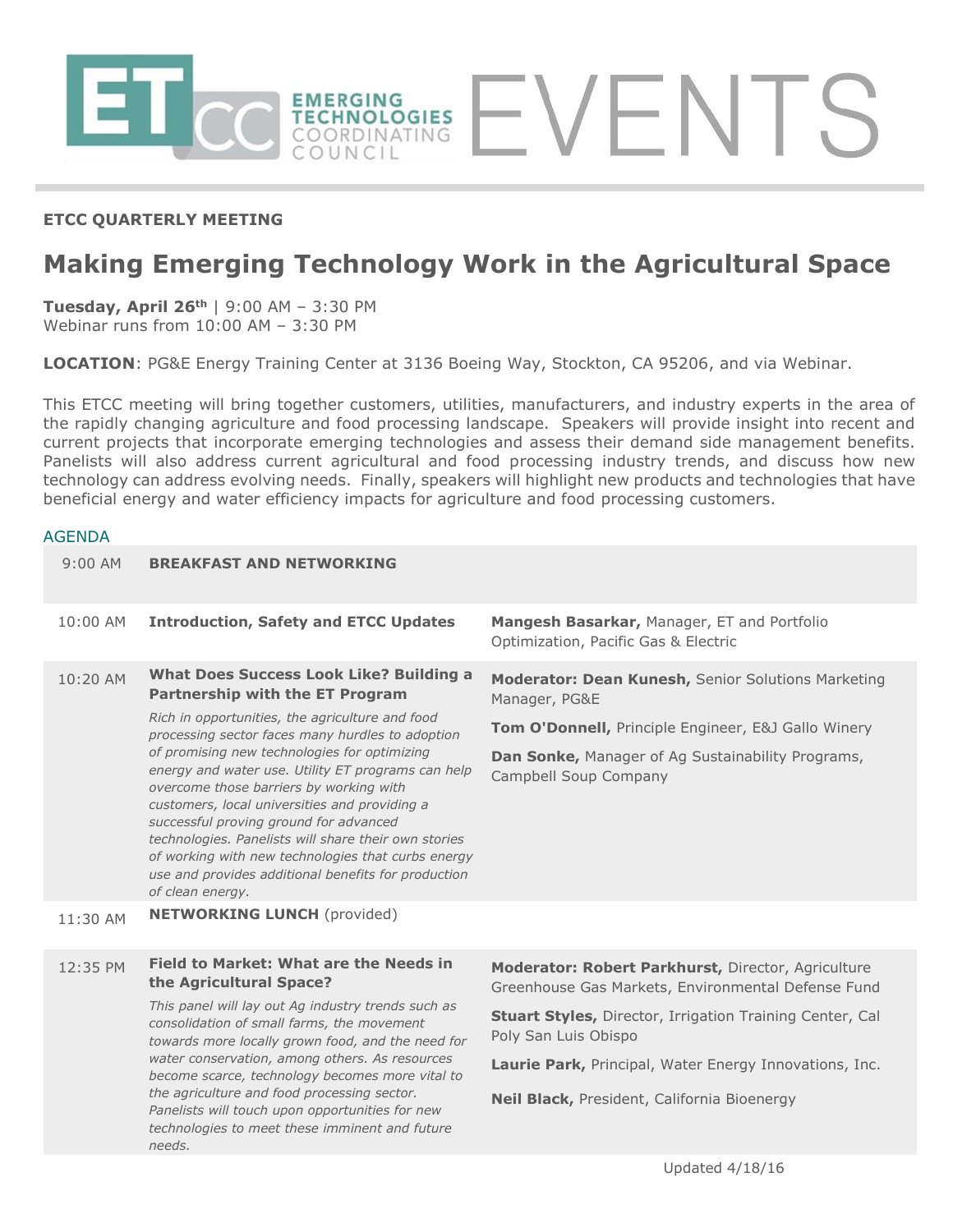ETCC EMERGING TECHNOLOGIES COORDINATING COUNCIL EVENTS

**ETCC QUARTERLY MEETING**

# Making Emerging Technology Work in the Agricultural Space

**Tuesday, April 26th** | 9:00 AM – 3:30 PM
Webinar runs from 10:00 AM – 3:30 PM

**LOCATION**: PG&E Energy Training Center at 3136 Boeing Way, Stockton, CA 95206, and via Webinar.

This ETCC meeting will bring together customers, utilities, manufacturers, and industry experts in the area of the rapidly changing agriculture and food processing landscape. Speakers will provide insight into recent and current projects that incorporate emerging technologies and assess their demand side management benefits. Panelists will also address current agricultural and food processing industry trends, and discuss how new technology can address evolving needs. Finally, speakers will highlight new products and technologies that have beneficial energy and water efficiency impacts for agriculture and food processing customers.

## AGENDA

| Time | Session | Speakers |
|---|---|---|
| 9:00 AM | **BREAKFAST AND NETWORKING** | |
| 10:00 AM | **Introduction, Safety and ETCC Updates** | **Mangesh Basarkar,** Manager, ET and Portfolio Optimization, Pacific Gas & Electric |
| 10:20 AM | **What Does Success Look Like? Building a Partnership with the ET Program**<br>*Rich in opportunities, the agriculture and food processing sector faces many hurdles to adoption of promising new technologies for optimizing energy and water use. Utility ET programs can help overcome those barriers by working with customers, local universities and providing a successful proving ground for advanced technologies. Panelists will share their own stories of working with new technologies that curbs energy use and provides additional benefits for production of clean energy.* | **Moderator: Dean Kunesh,** Senior Solutions Marketing Manager, PG&E<br>**Tom O'Donnell,** Principle Engineer, E&J Gallo Winery<br>**Dan Sonke,** Manager of Ag Sustainability Programs, Campbell Soup Company |
| 11:30 AM | **NETWORKING LUNCH** (provided) | |
| 12:35 PM | **Field to Market: What are the Needs in the Agricultural Space?**<br>*This panel will lay out Ag industry trends such as consolidation of small farms, the movement towards more locally grown food, and the need for water conservation, among others. As resources become scarce, technology becomes more vital to the agriculture and food processing sector. Panelists will touch upon opportunities for new technologies to meet these imminent and future needs.* | **Moderator: Robert Parkhurst,** Director, Agriculture Greenhouse Gas Markets, Environmental Defense Fund<br>**Stuart Styles,** Director, Irrigation Training Center, Cal Poly San Luis Obispo<br>**Laurie Park,** Principal, Water Energy Innovations, Inc.<br>**Neil Black,** President, California Bioenergy |

Updated 4/18/16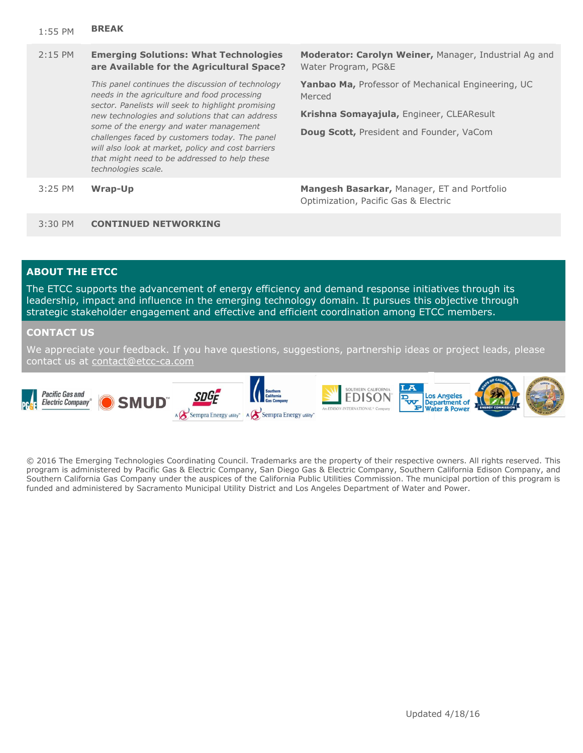| | | |
|---|---|---|
| 1:55 PM | **BREAK** | |
| 2:15 PM | **Emerging Solutions: What Technologies are Available for the Agricultural Space?**<br><br>*This panel continues the discussion of technology needs in the agriculture and food processing sector. Panelists will seek to highlight promising new technologies and solutions that can address some of the energy and water management challenges faced by customers today. The panel will also look at market, policy and cost barriers that might need to be addressed to help these technologies scale.* | **Moderator: Carolyn Weiner,** Manager, Industrial Ag and Water Program, PG&E<br><br>**Yanbao Ma,** Professor of Mechanical Engineering, UC Merced<br><br>**Krishna Somayajula,** Engineer, CLEAResult<br><br>**Doug Scott,** President and Founder, VaCom |
| 3:25 PM | **Wrap-Up** | **Mangesh Basarkar,** Manager, ET and Portfolio Optimization, Pacific Gas & Electric |
| 3:30 PM | **CONTINUED NETWORKING** | |

## ABOUT THE ETCC

The ETCC supports the advancement of energy efficiency and demand response initiatives through its leadership, impact and influence in the emerging technology domain. It pursues this objective through strategic stakeholder engagement and effective and efficient coordination among ETCC members.

## CONTACT US

We appreciate your feedback. If you have questions, suggestions, partnership ideas or project leads, please contact us at contact@etcc-ca.com

© 2016 The Emerging Technologies Coordinating Council. Trademarks are the property of their respective owners. All rights reserved. This program is administered by Pacific Gas & Electric Company, San Diego Gas & Electric Company, Southern California Edison Company, and Southern California Gas Company under the auspices of the California Public Utilities Commission. The municipal portion of this program is funded and administered by Sacramento Municipal Utility District and Los Angeles Department of Water and Power.

Updated 4/18/16